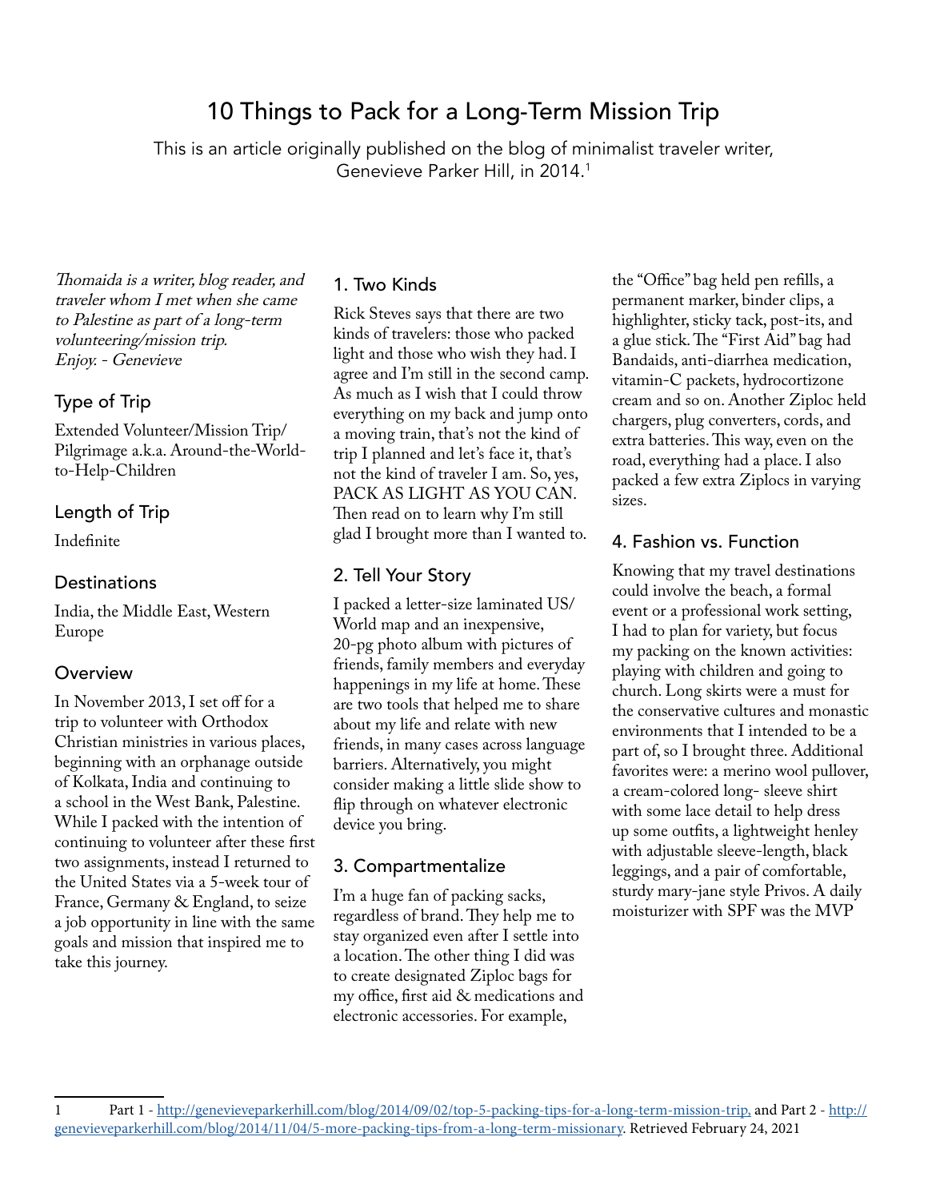# 10 Things to Pack for a Long-Term Mission Trip

This is an article originally published on the blog of minimalist traveler writer, Genevieve Parker Hill, in 2014.[1]

*Thomaida is a writer, blog reader, and traveler whom I met when she came to Palestine as part of a long-term volunteering/mission trip. Enjoy. - Genevieve*

## Type of Trip

Extended Volunteer/Mission Trip/ Pilgrimage a.k.a. Around-the-World-to-Help-Children

## Length of Trip

Indefinite

## Destinations

India, the Middle East, Western Europe

## Overview

In November 2013, I set off for a trip to volunteer with Orthodox Christian ministries in various places, beginning with an orphanage outside of Kolkata, India and continuing to a school in the West Bank, Palestine. While I packed with the intention of continuing to volunteer after these first two assignments, instead I returned to the United States via a 5-week tour of France, Germany & England, to seize a job opportunity in line with the same goals and mission that inspired me to take this journey.

## 1. Two Kinds

Rick Steves says that there are two kinds of travelers: those who packed light and those who wish they had. I agree and I'm still in the second camp. As much as I wish that I could throw everything on my back and jump onto a moving train, that's not the kind of trip I planned and let's face it, that's not the kind of traveler I am. So, yes, PACK AS LIGHT AS YOU CAN. Then read on to learn why I'm still glad I brought more than I wanted to.

## 2. Tell Your Story

I packed a letter-size laminated US/ World map and an inexpensive, 20-pg photo album with pictures of friends, family members and everyday happenings in my life at home. These are two tools that helped me to share about my life and relate with new friends, in many cases across language barriers. Alternatively, you might consider making a little slide show to flip through on whatever electronic device you bring.

## 3. Compartmentalize

I'm a huge fan of packing sacks, regardless of brand. They help me to stay organized even after I settle into a location. The other thing I did was to create designated Ziploc bags for my office, first aid & medications and electronic accessories. For example, the "Office" bag held pen refills, a permanent marker, binder clips, a highlighter, sticky tack, post-its, and a glue stick. The "First Aid" bag had Bandaids, anti-diarrhea medication, vitamin-C packets, hydrocortizone cream and so on. Another Ziploc held chargers, plug converters, cords, and extra batteries. This way, even on the road, everything had a place. I also packed a few extra Ziplocs in varying sizes.

## 4. Fashion vs. Function

Knowing that my travel destinations could involve the beach, a formal event or a professional work setting, I had to plan for variety, but focus my packing on the known activities: playing with children and going to church. Long skirts were a must for the conservative cultures and monastic environments that I intended to be a part of, so I brought three. Additional favorites were: a merino wool pullover, a cream-colored long- sleeve shirt with some lace detail to help dress up some outfits, a lightweight henley with adjustable sleeve-length, black leggings, and a pair of comfortable, sturdy mary-jane style Privos. A daily moisturizer with SPF was the MVP

---

1 Part 1 - http://genevieveparkerhill.com/blog/2014/09/02/top-5-packing-tips-for-a-long-term-mission-trip, and Part 2 - http://genevieveparkerhill.com/blog/2014/11/04/5-more-packing-tips-from-a-long-term-missionary. Retrieved February 24, 2021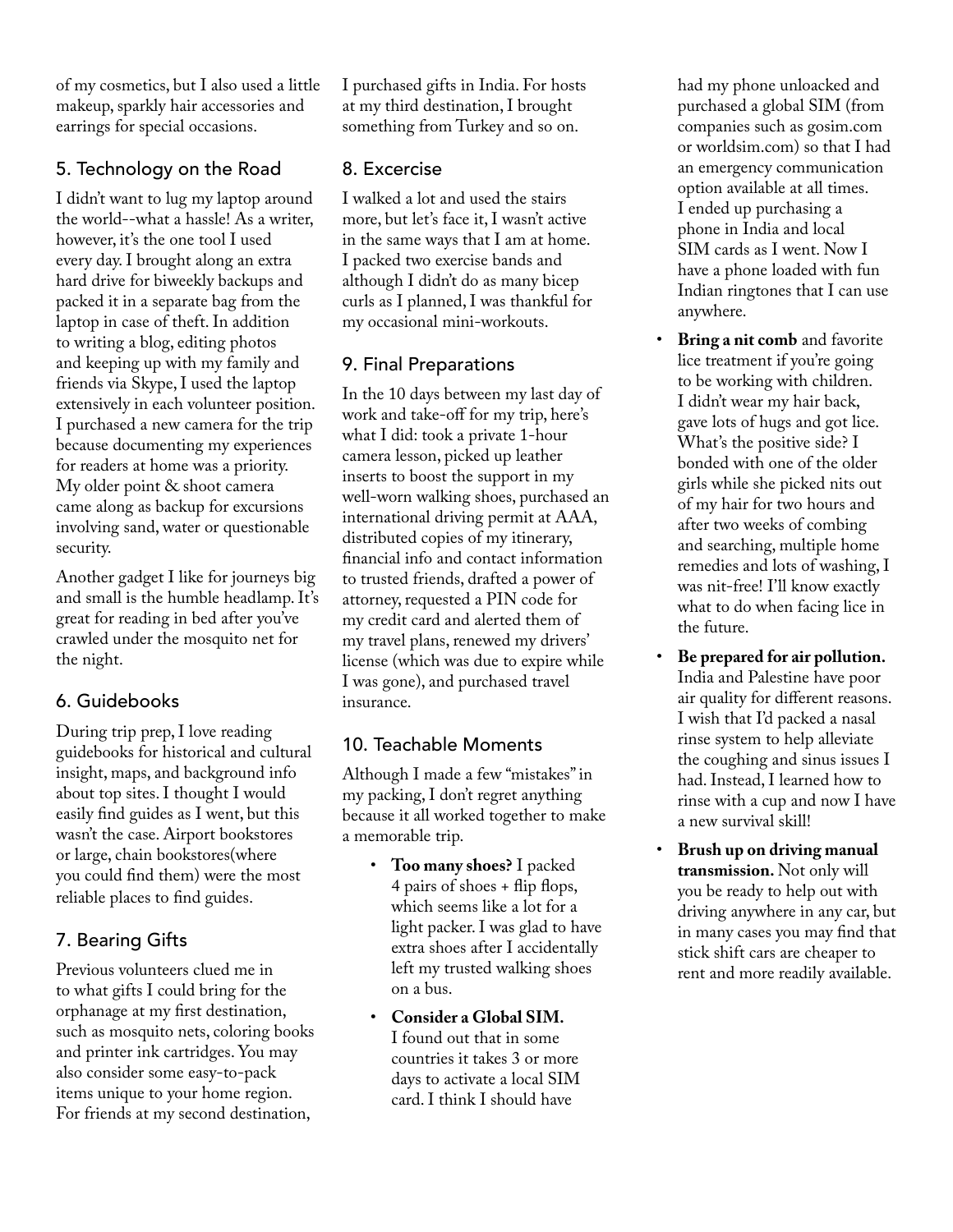of my cosmetics, but I also used a little makeup, sparkly hair accessories and earrings for special occasions.

## 5. Technology on the Road

I didn't want to lug my laptop around the world--what a hassle! As a writer, however, it's the one tool I used every day. I brought along an extra hard drive for biweekly backups and packed it in a separate bag from the laptop in case of theft. In addition to writing a blog, editing photos and keeping up with my family and friends via Skype, I used the laptop extensively in each volunteer position. I purchased a new camera for the trip because documenting my experiences for readers at home was a priority. My older point & shoot camera came along as backup for excursions involving sand, water or questionable security.

Another gadget I like for journeys big and small is the humble headlamp. It's great for reading in bed after you've crawled under the mosquito net for the night.

## 6. Guidebooks

During trip prep, I love reading guidebooks for historical and cultural insight, maps, and background info about top sites. I thought I would easily find guides as I went, but this wasn't the case. Airport bookstores or large, chain bookstores(where you could find them) were the most reliable places to find guides.

## 7. Bearing Gifts

Previous volunteers clued me in to what gifts I could bring for the orphanage at my first destination, such as mosquito nets, coloring books and printer ink cartridges. You may also consider some easy-to-pack items unique to your home region. For friends at my second destination, I purchased gifts in India. For hosts at my third destination, I brought something from Turkey and so on.

## 8. Excercise

I walked a lot and used the stairs more, but let's face it, I wasn't active in the same ways that I am at home. I packed two exercise bands and although I didn't do as many bicep curls as I planned, I was thankful for my occasional mini-workouts.

## 9. Final Preparations

In the 10 days between my last day of work and take-off for my trip, here's what I did: took a private 1-hour camera lesson, picked up leather inserts to boost the support in my well-worn walking shoes, purchased an international driving permit at AAA, distributed copies of my itinerary, financial info and contact information to trusted friends, drafted a power of attorney, requested a PIN code for my credit card and alerted them of my travel plans, renewed my drivers' license (which was due to expire while I was gone), and purchased travel insurance.

## 10. Teachable Moments

Although I made a few "mistakes" in my packing, I don't regret anything because it all worked together to make a memorable trip.

- **Too many shoes?** I packed 4 pairs of shoes + flip flops, which seems like a lot for a light packer. I was glad to have extra shoes after I accidentally left my trusted walking shoes on a bus.
- **Consider a Global SIM.** I found out that in some countries it takes 3 or more days to activate a local SIM card. I think I should have had my phone unloacked and purchased a global SIM (from companies such as gosim.com or worldsim.com) so that I had an emergency communication option available at all times. I ended up purchasing a phone in India and local SIM cards as I went. Now I have a phone loaded with fun Indian ringtones that I can use anywhere.
- **Bring a nit comb** and favorite lice treatment if you're going to be working with children. I didn't wear my hair back, gave lots of hugs and got lice. What's the positive side? I bonded with one of the older girls while she picked nits out of my hair for two hours and after two weeks of combing and searching, multiple home remedies and lots of washing, I was nit-free! I'll know exactly what to do when facing lice in the future.
- **Be prepared for air pollution.** India and Palestine have poor air quality for different reasons. I wish that I'd packed a nasal rinse system to help alleviate the coughing and sinus issues I had. Instead, I learned how to rinse with a cup and now I have a new survival skill!
- **Brush up on driving manual transmission.** Not only will you be ready to help out with driving anywhere in any car, but in many cases you may find that stick shift cars are cheaper to rent and more readily available.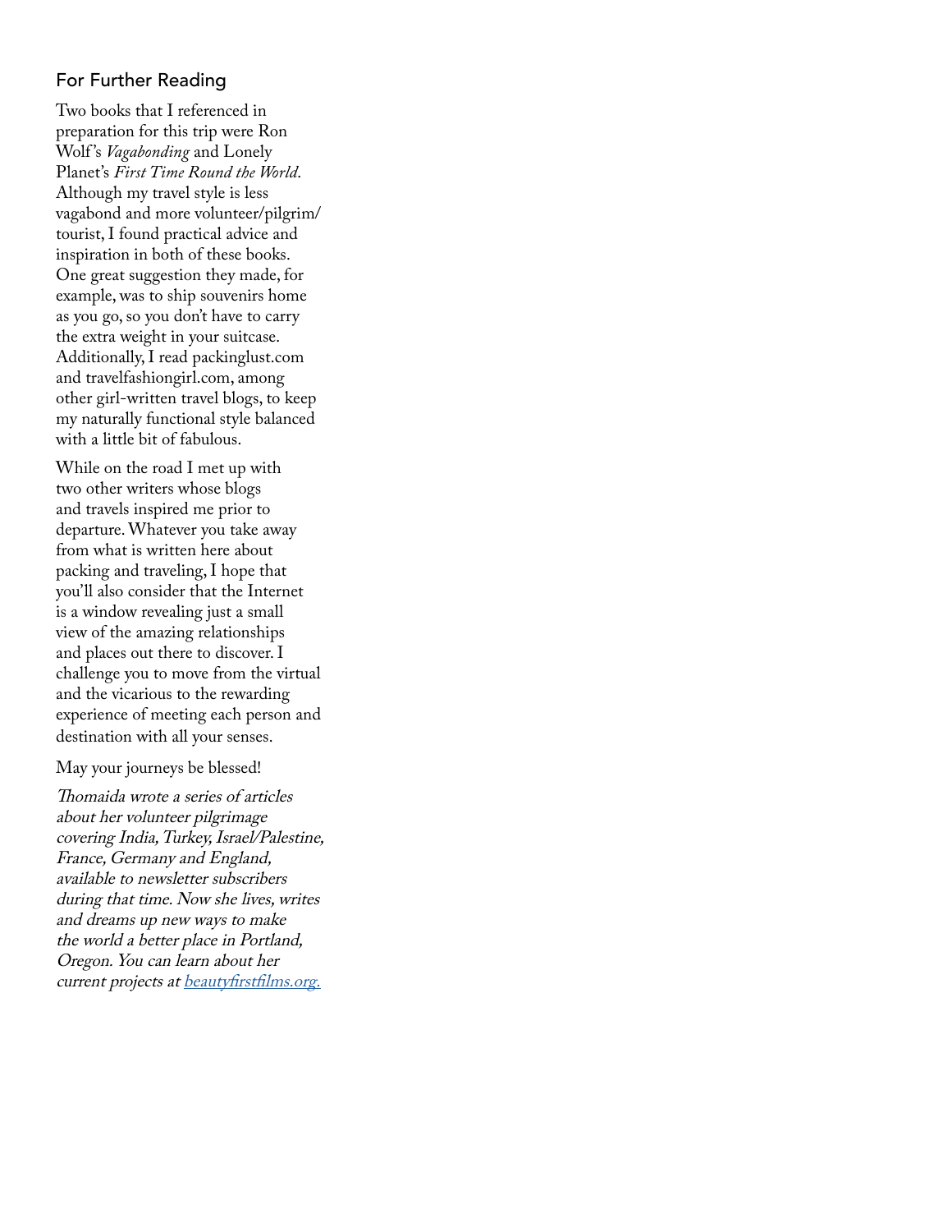## For Further Reading

Two books that I referenced in preparation for this trip were Ron Wolf's *Vagabonding* and Lonely Planet's *First Time Round the World*. Although my travel style is less vagabond and more volunteer/pilgrim/tourist, I found practical advice and inspiration in both of these books. One great suggestion they made, for example, was to ship souvenirs home as you go, so you don't have to carry the extra weight in your suitcase. Additionally, I read packinglust.com and travelfashiongirl.com, among other girl-written travel blogs, to keep my naturally functional style balanced with a little bit of fabulous.

While on the road I met up with two other writers whose blogs and travels inspired me prior to departure. Whatever you take away from what is written here about packing and traveling, I hope that you'll also consider that the Internet is a window revealing just a small view of the amazing relationships and places out there to discover. I challenge you to move from the virtual and the vicarious to the rewarding experience of meeting each person and destination with all your senses.

May your journeys be blessed!

*Thomaida wrote a series of articles about her volunteer pilgrimage covering India, Turkey, Israel/Palestine, France, Germany and England, available to newsletter subscribers during that time. Now she lives, writes and dreams up new ways to make the world a better place in Portland, Oregon. You can learn about her current projects at [beautyfirstfilms.org.](beautyfirstfilms.org)*